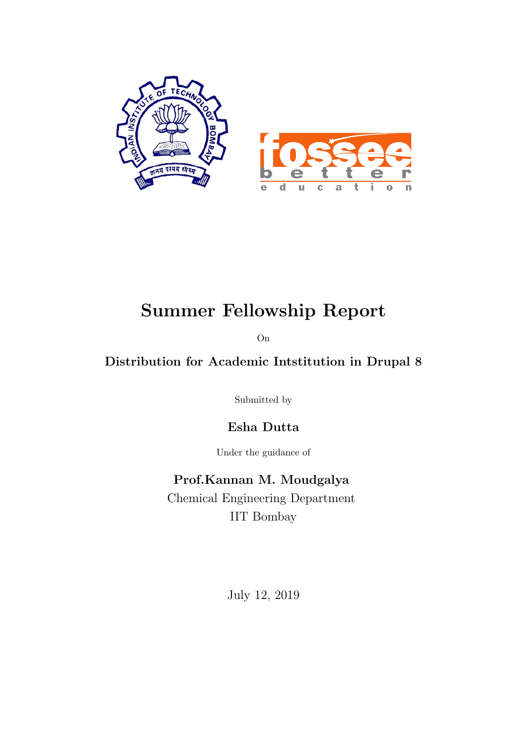# Summer Fellowship Report

On

## Distribution for Academic Intstitution in Drupal 8

Submitted by

**Esha Dutta**

Under the guidance of

**Prof.Kannan M. Moudgalya**

Chemical Engineering Department

IIT Bombay

July 12, 2019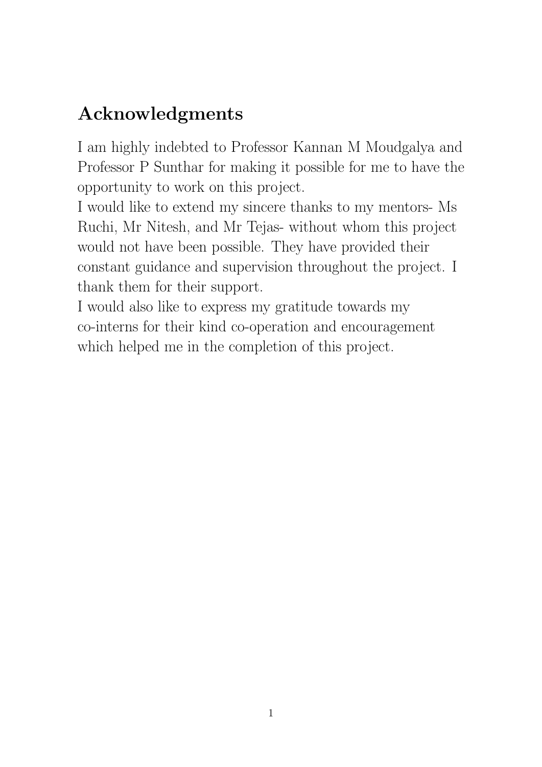## Acknowledgments

I am highly indebted to Professor Kannan M Moudgalya and Professor P Sunthar for making it possible for me to have the opportunity to work on this project.

I would like to extend my sincere thanks to my mentors- Ms Ruchi, Mr Nitesh, and Mr Tejas- without whom this project would not have been possible. They have provided their constant guidance and supervision throughout the project. I thank them for their support.

I would also like to express my gratitude towards my co-interns for their kind co-operation and encouragement which helped me in the completion of this project.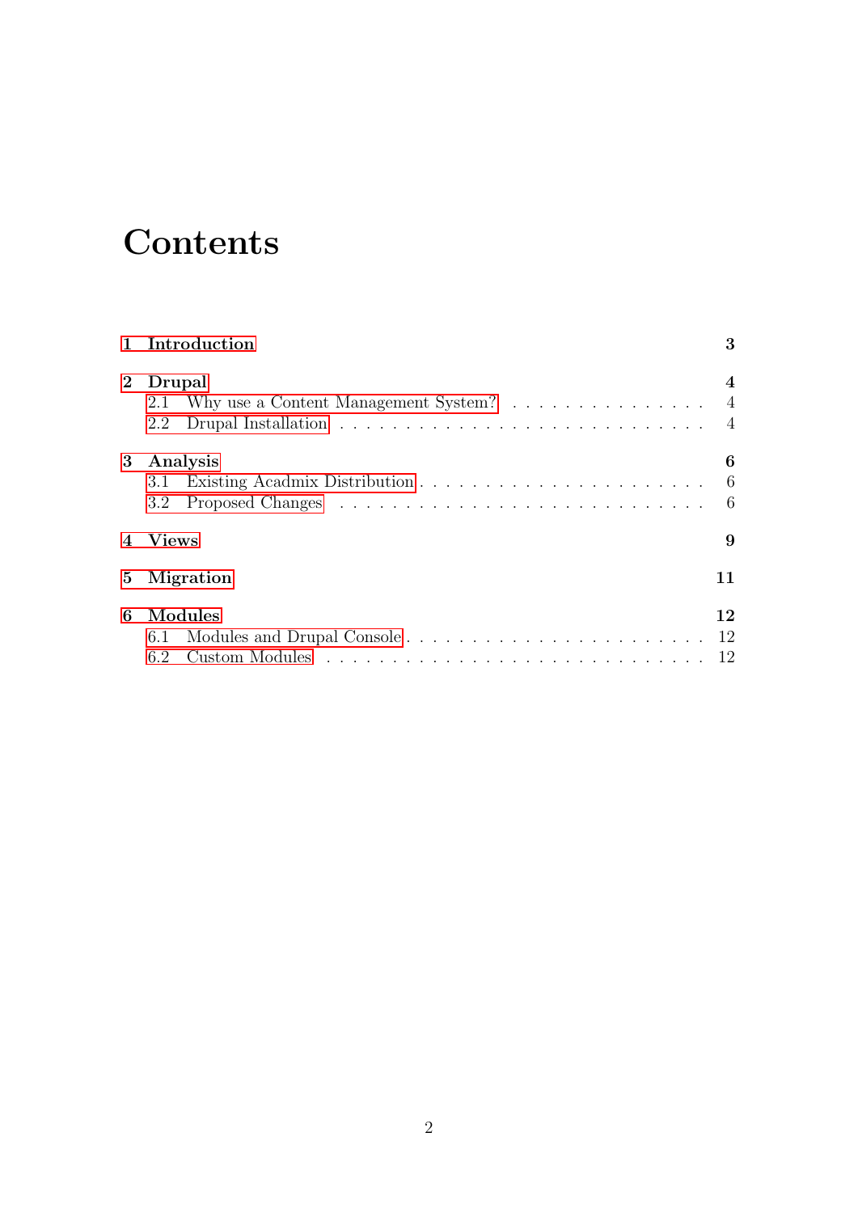# Contents

- **1 Introduction** — 3
- **2 Drupal** — 4
  - 2.1 Why use a Content Management System? — 4
  - 2.2 Drupal Installation — 4
- **3 Analysis** — 6
  - 3.1 Existing Acadmix Distribution — 6
  - 3.2 Proposed Changes — 6
- **4 Views** — 9
- **5 Migration** — 11
- **6 Modules** — 12
  - 6.1 Modules and Drupal Console — 12
  - 6.2 Custom Modules — 12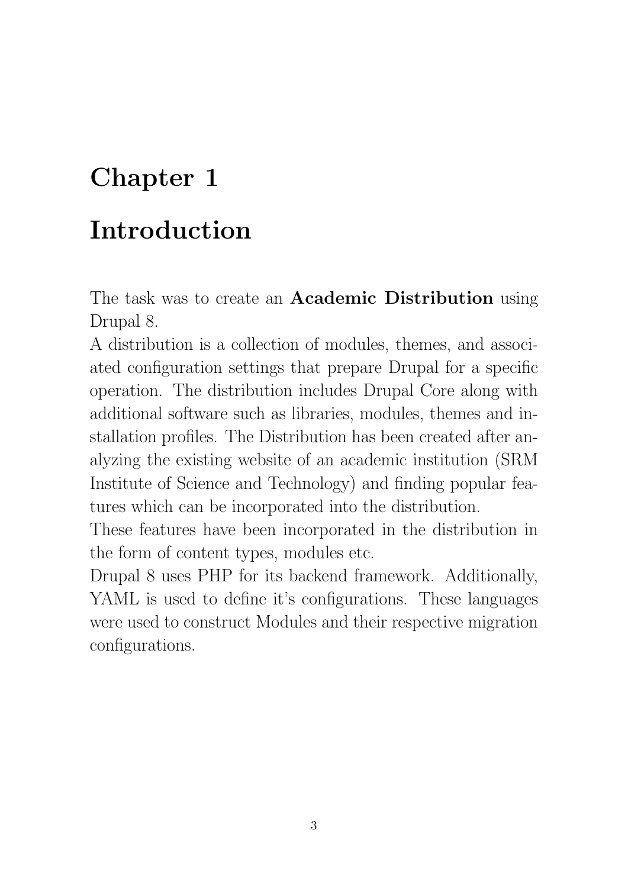# Chapter 1

# Introduction

The task was to create an **Academic Distribution** using Drupal 8.

A distribution is a collection of modules, themes, and associated configuration settings that prepare Drupal for a specific operation. The distribution includes Drupal Core along with additional software such as libraries, modules, themes and installation profiles. The Distribution has been created after analyzing the existing website of an academic institution (SRM Institute of Science and Technology) and finding popular features which can be incorporated into the distribution.

These features have been incorporated in the distribution in the form of content types, modules etc.

Drupal 8 uses PHP for its backend framework. Additionally, YAML is used to define it's configurations. These languages were used to construct Modules and their respective migration configurations.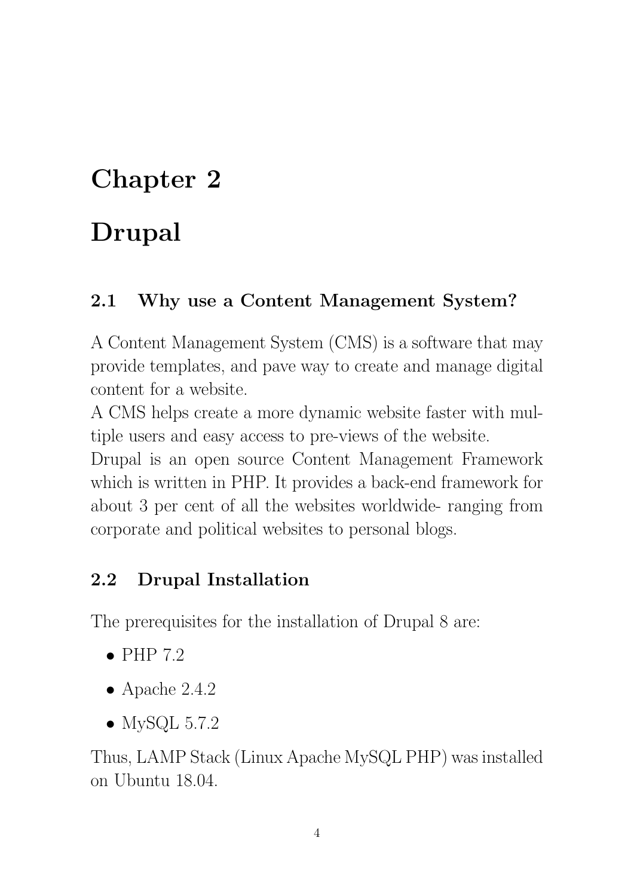# Chapter 2

# Drupal

## 2.1 Why use a Content Management System?

A Content Management System (CMS) is a software that may provide templates, and pave way to create and manage digital content for a website.
A CMS helps create a more dynamic website faster with multiple users and easy access to pre-views of the website.
Drupal is an open source Content Management Framework which is written in PHP. It provides a back-end framework for about 3 per cent of all the websites worldwide- ranging from corporate and political websites to personal blogs.

## 2.2 Drupal Installation

The prerequisites for the installation of Drupal 8 are:

- PHP 7.2
- Apache 2.4.2
- MySQL 5.7.2

Thus, LAMP Stack (Linux Apache MySQL PHP) was installed on Ubuntu 18.04.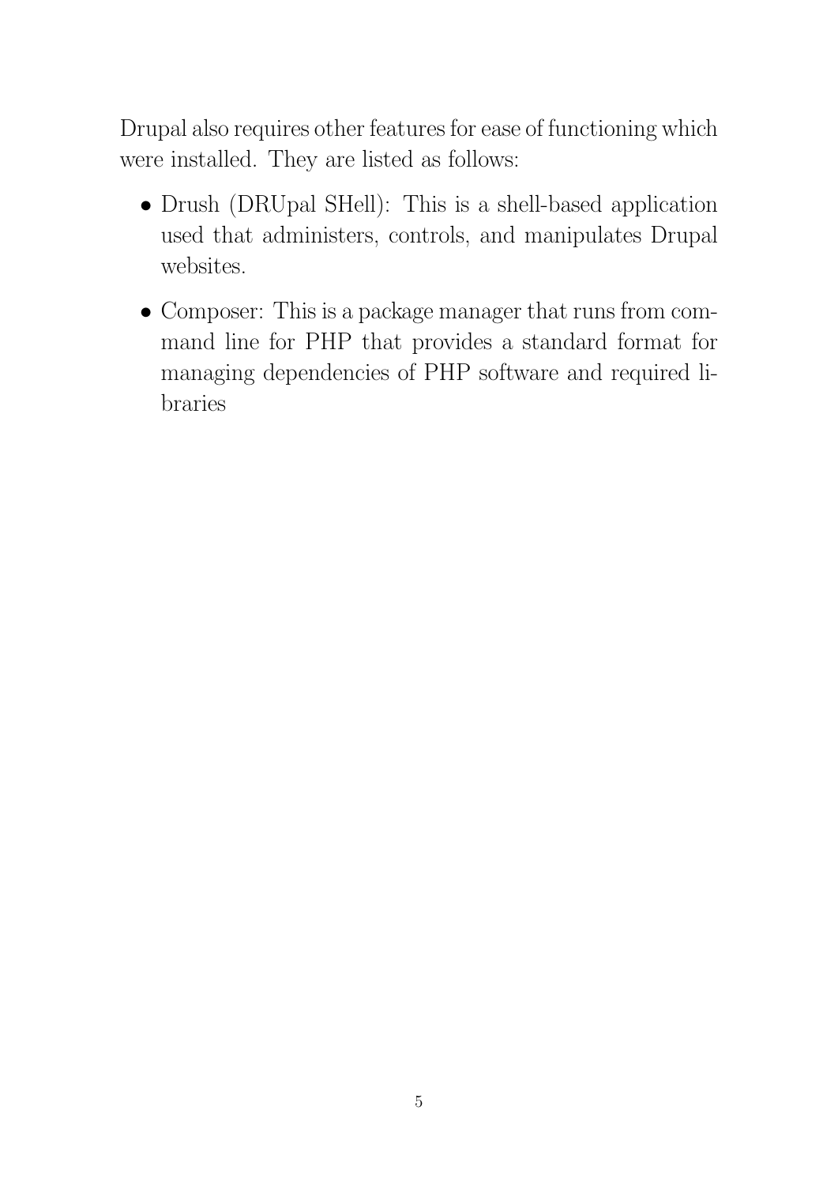Drupal also requires other features for ease of functioning which were installed. They are listed as follows:

- Drush (DRUpal SHell): This is a shell-based application used that administers, controls, and manipulates Drupal websites.
- Composer: This is a package manager that runs from command line for PHP that provides a standard format for managing dependencies of PHP software and required libraries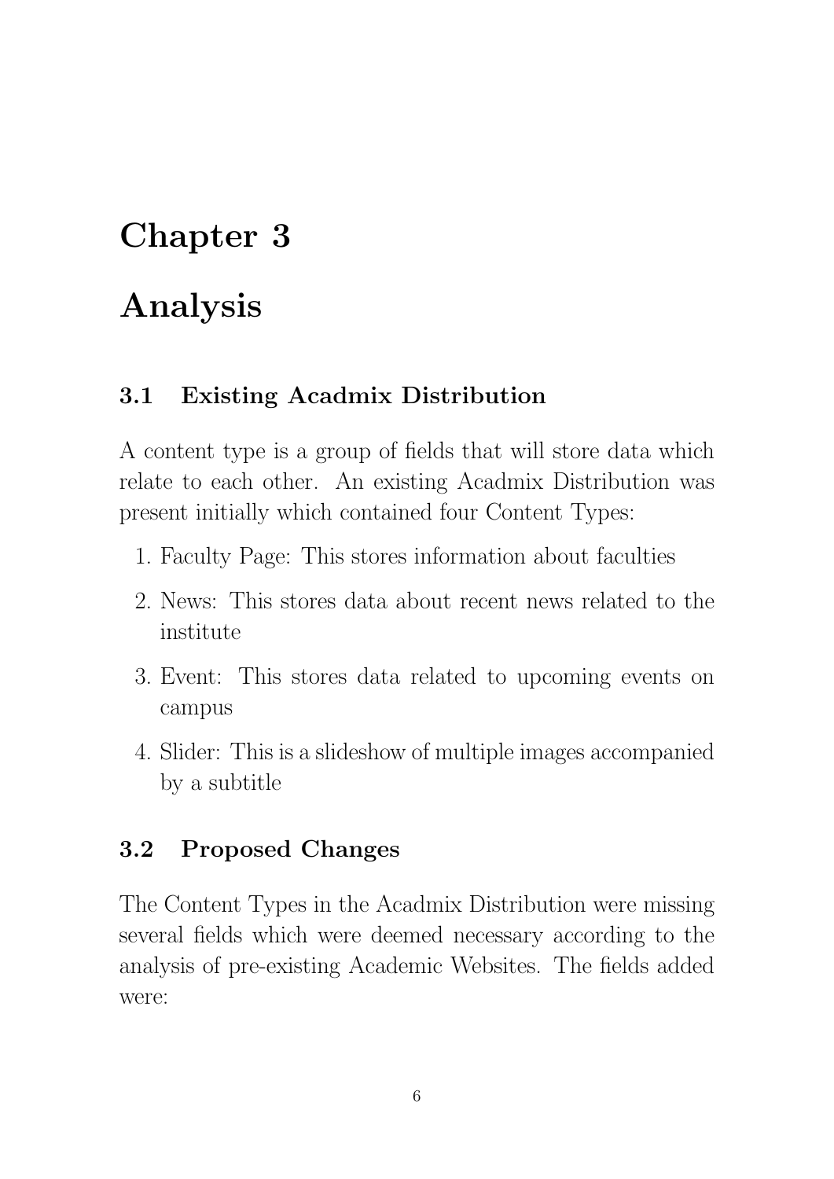# Chapter 3

# Analysis

## 3.1 Existing Acadmix Distribution

A content type is a group of fields that will store data which relate to each other. An existing Acadmix Distribution was present initially which contained four Content Types:

1. Faculty Page: This stores information about faculties
2. News: This stores data about recent news related to the institute
3. Event: This stores data related to upcoming events on campus
4. Slider: This is a slideshow of multiple images accompanied by a subtitle

## 3.2 Proposed Changes

The Content Types in the Acadmix Distribution were missing several fields which were deemed necessary according to the analysis of pre-existing Academic Websites. The fields added were: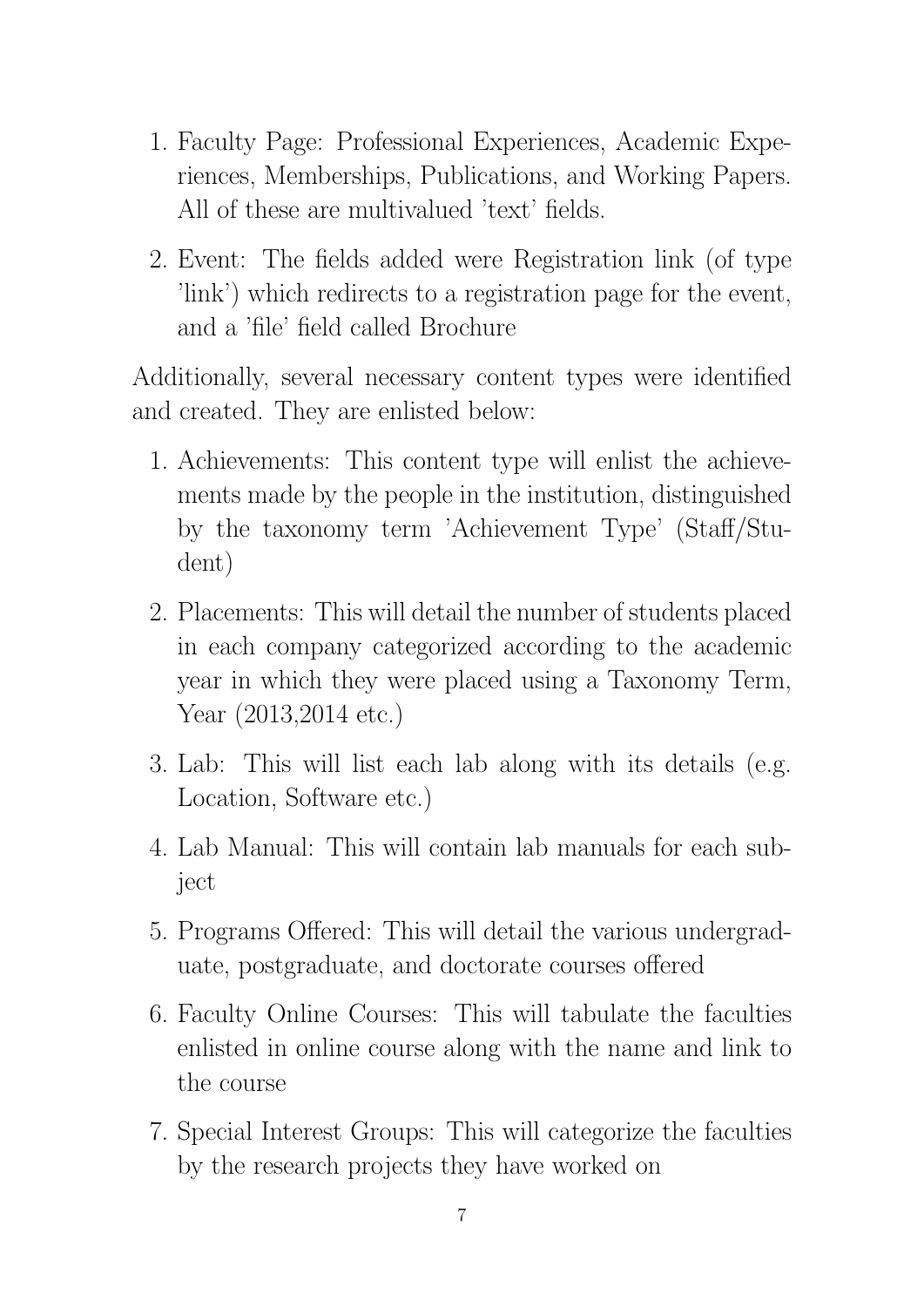1. Faculty Page: Professional Experiences, Academic Experiences, Memberships, Publications, and Working Papers. All of these are multivalued 'text' fields.
2. Event: The fields added were Registration link (of type 'link') which redirects to a registration page for the event, and a 'file' field called Brochure

Additionally, several necessary content types were identified and created. They are enlisted below:

1. Achievements: This content type will enlist the achievements made by the people in the institution, distinguished by the taxonomy term 'Achievement Type' (Staff/Student)
2. Placements: This will detail the number of students placed in each company categorized according to the academic year in which they were placed using a Taxonomy Term, Year (2013,2014 etc.)
3. Lab: This will list each lab along with its details (e.g. Location, Software etc.)
4. Lab Manual: This will contain lab manuals for each subject
5. Programs Offered: This will detail the various undergraduate, postgraduate, and doctorate courses offered
6. Faculty Online Courses: This will tabulate the faculties enlisted in online course along with the name and link to the course
7. Special Interest Groups: This will categorize the faculties by the research projects they have worked on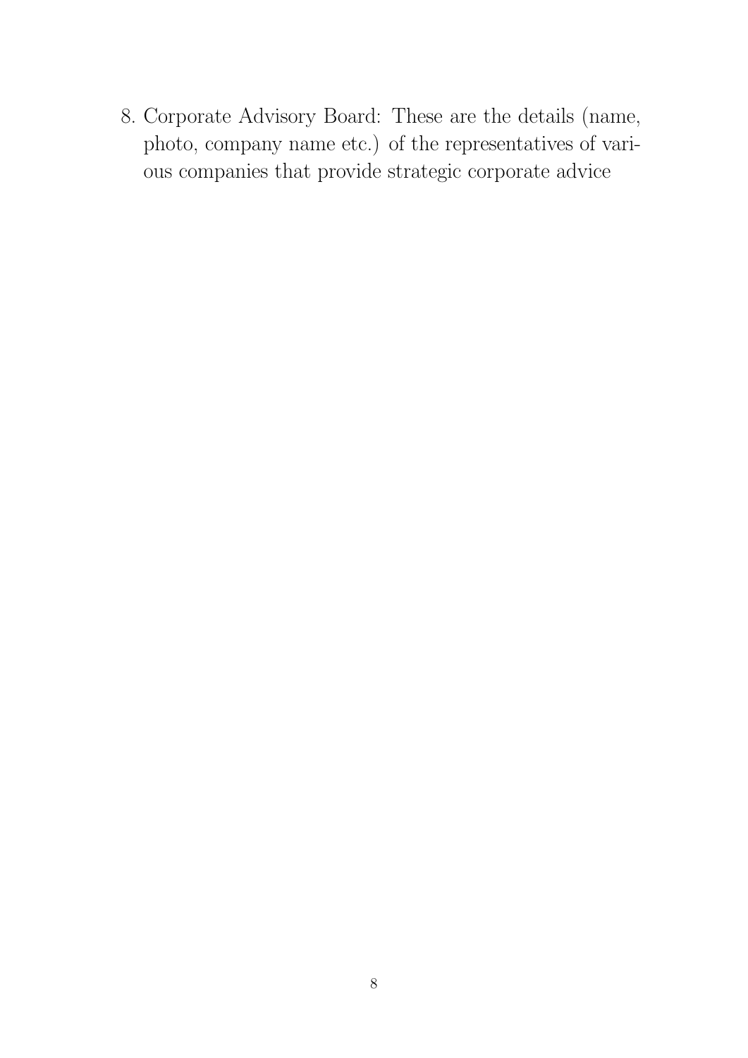8. Corporate Advisory Board: These are the details (name, photo, company name etc.) of the representatives of various companies that provide strategic corporate advice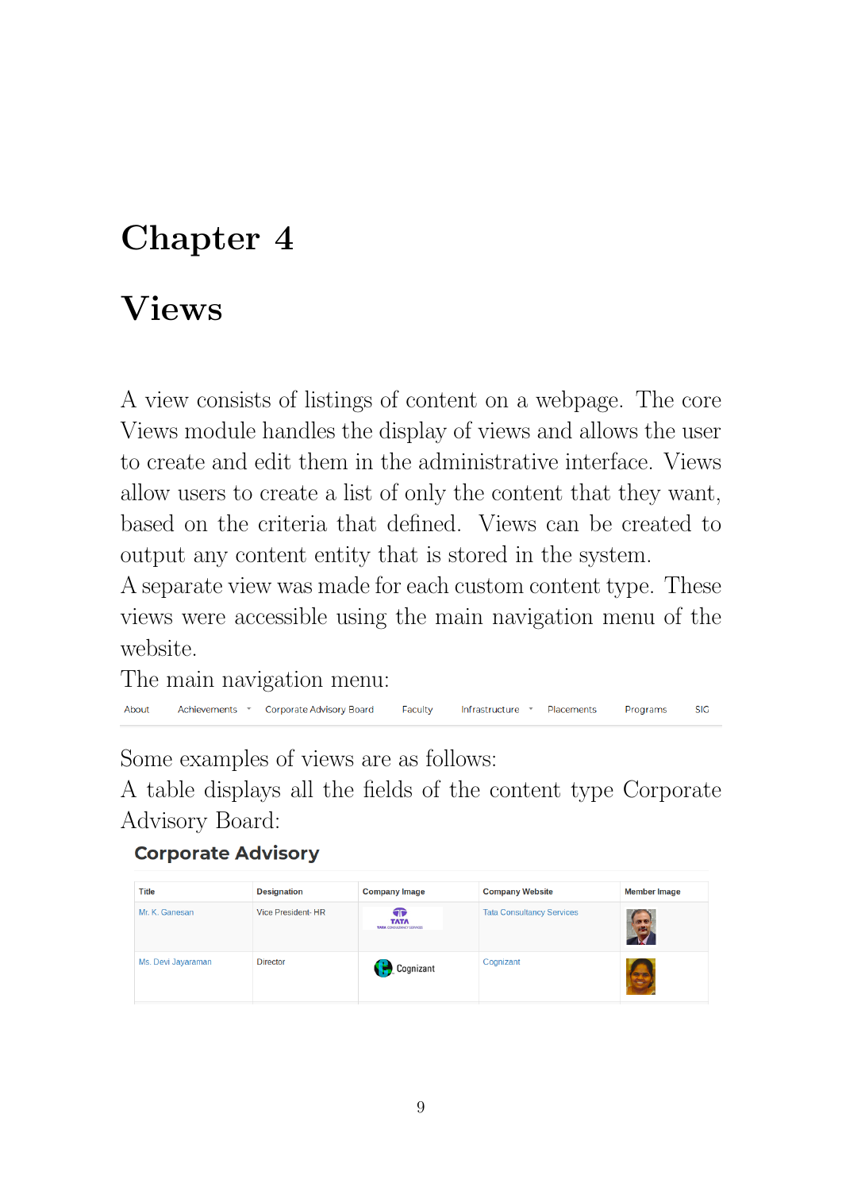# Chapter 4

# Views

A view consists of listings of content on a webpage. The core Views module handles the display of views and allows the user to create and edit them in the administrative interface. Views allow users to create a list of only the content that they want, based on the criteria that defined. Views can be created to output any content entity that is stored in the system.

A separate view was made for each custom content type. These views were accessible using the main navigation menu of the website.

The main navigation menu:

About   Achievements ▾   Corporate Advisory Board   Faculty   Infrastructure ▾   Placements   Programs   SIG

Some examples of views are as follows:

A table displays all the fields of the content type Corporate Advisory Board:

**Corporate Advisory**

| Title | Designation | Company Image | Company Website | Member Image |
|---|---|---|---|---|
| Mr. K. Ganesan | Vice President- HR | TATA | Tata Consultancy Services | |
| Ms. Devi Jayaraman | Director | Cognizant | Cognizant | |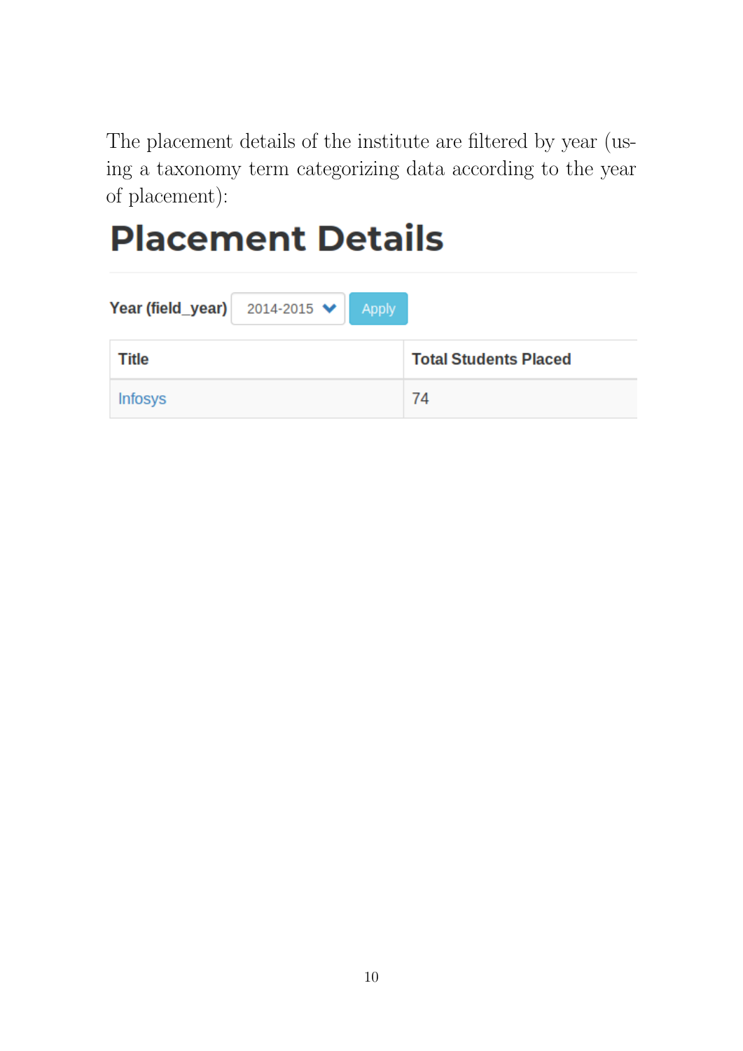The placement details of the institute are filtered by year (using a taxonomy term categorizing data according to the year of placement):

# Placement Details

**Year (field_year)** 2014-2015 Apply

| Title | Total Students Placed |
|---|---|
| Infosys | 74 |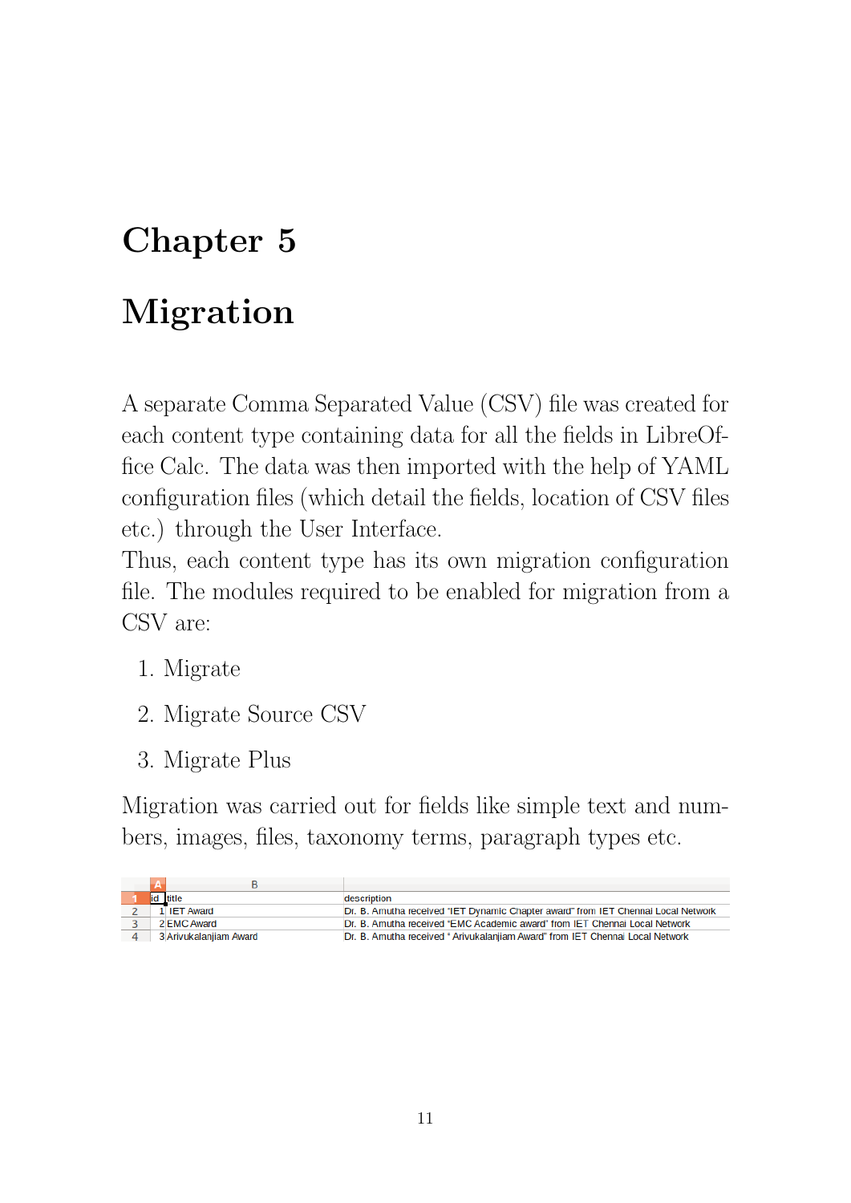# Chapter 5

# Migration

A separate Comma Separated Value (CSV) file was created for each content type containing data for all the fields in LibreOffice Calc. The data was then imported with the help of YAML configuration files (which detail the fields, location of CSV files etc.) through the User Interface.

Thus, each content type has its own migration configuration file. The modules required to be enabled for migration from a CSV are:

1. Migrate
2. Migrate Source CSV
3. Migrate Plus

Migration was carried out for fields like simple text and numbers, images, files, taxonomy terms, paragraph types etc.

| | A | B | |
|---|---|---|---|
| 1 | id | title | description |
| 2 | 1 | IET Award | Dr. B. Amutha received "IET Dynamic Chapter award" from IET Chennai Local Network |
| 3 | 2 | EMC Award | Dr. B. Amutha received "EMC Academic award" from IET Chennai Local Network |
| 4 | 3 | Arivukalanjiam Award | Dr. B. Amutha received " Arivukalanjiam Award" from IET Chennai Local Network |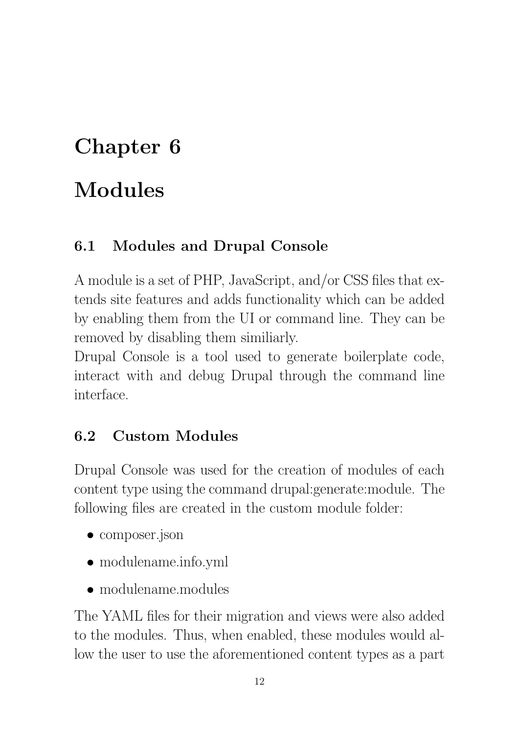# Chapter 6

# Modules

## 6.1 Modules and Drupal Console

A module is a set of PHP, JavaScript, and/or CSS files that extends site features and adds functionality which can be added by enabling them from the UI or command line. They can be removed by disabling them similiarly.
Drupal Console is a tool used to generate boilerplate code, interact with and debug Drupal through the command line interface.

## 6.2 Custom Modules

Drupal Console was used for the creation of modules of each content type using the command drupal:generate:module. The following files are created in the custom module folder:

- composer.json
- modulename.info.yml
- modulename.modules

The YAML files for their migration and views were also added to the modules. Thus, when enabled, these modules would allow the user to use the aforementioned content types as a part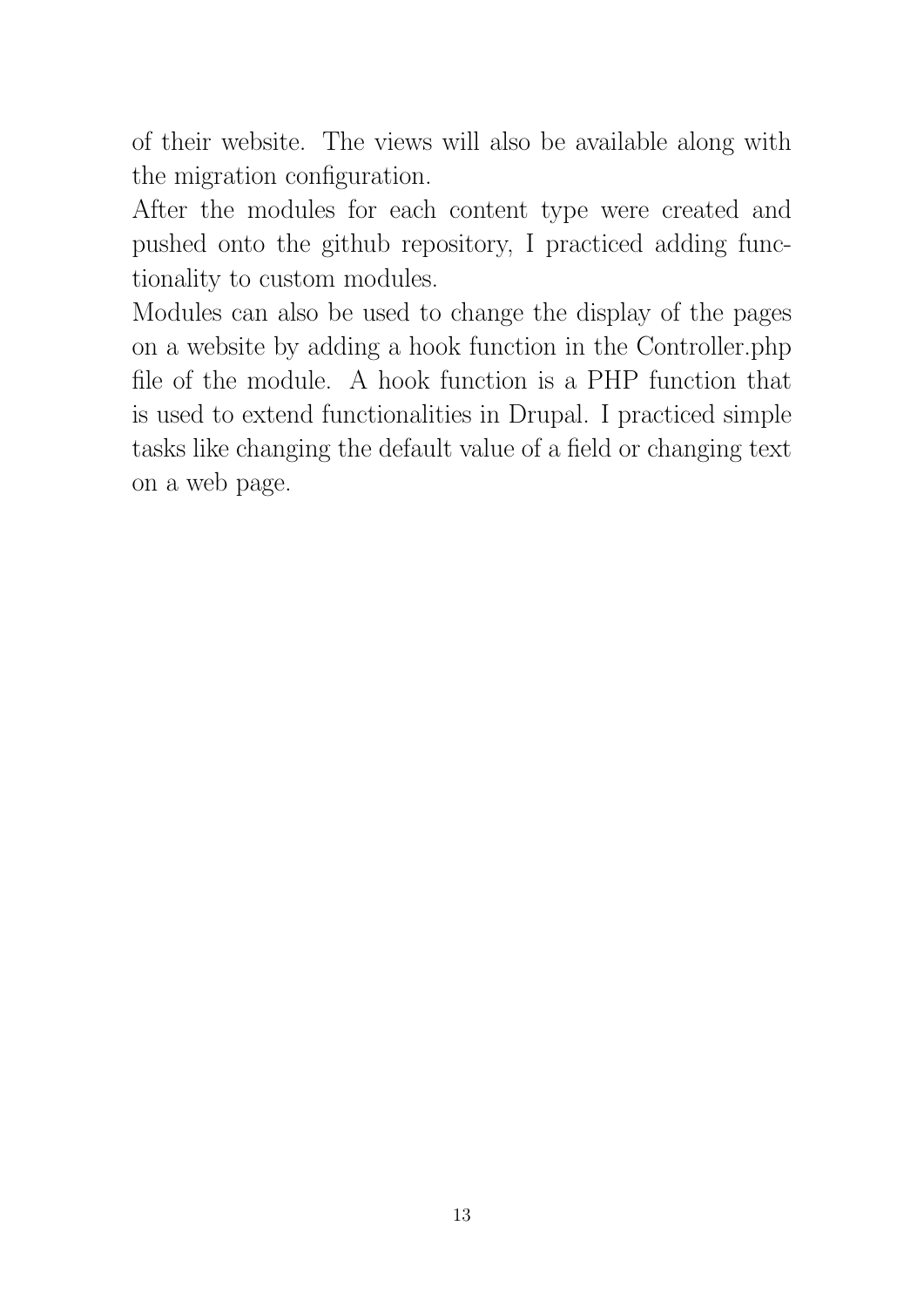of their website. The views will also be available along with the migration configuration.

After the modules for each content type were created and pushed onto the github repository, I practiced adding functionality to custom modules.

Modules can also be used to change the display of the pages on a website by adding a hook function in the Controller.php file of the module. A hook function is a PHP function that is used to extend functionalities in Drupal. I practiced simple tasks like changing the default value of a field or changing text on a web page.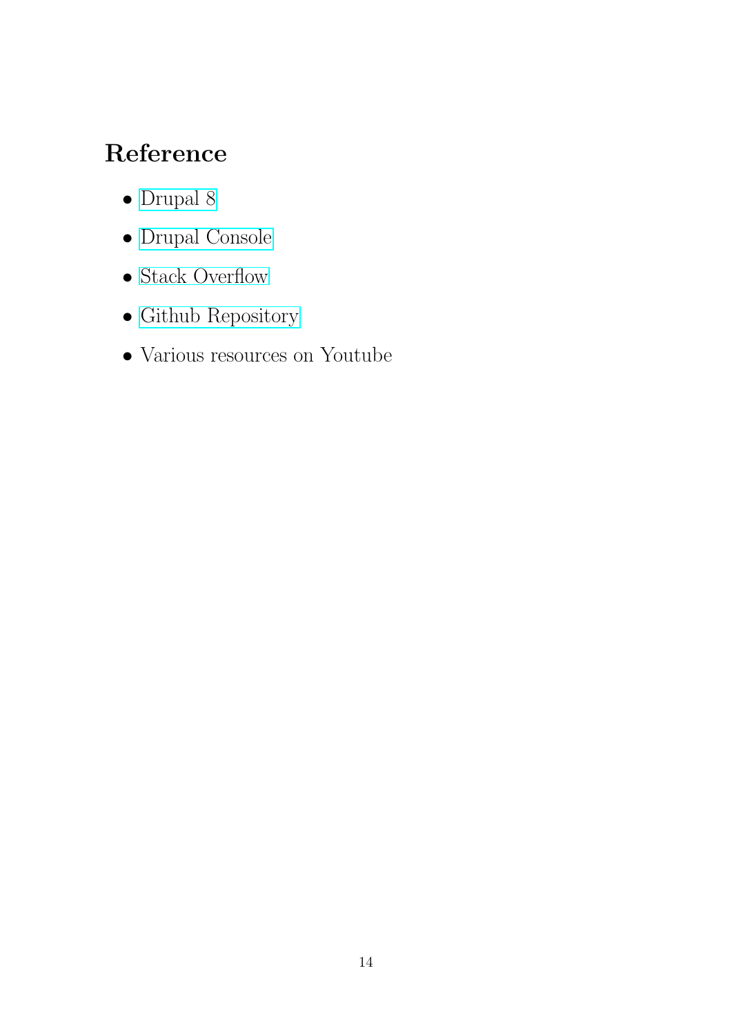## Reference

- Drupal 8
- Drupal Console
- Stack Overflow
- Github Repository
- Various resources on Youtube